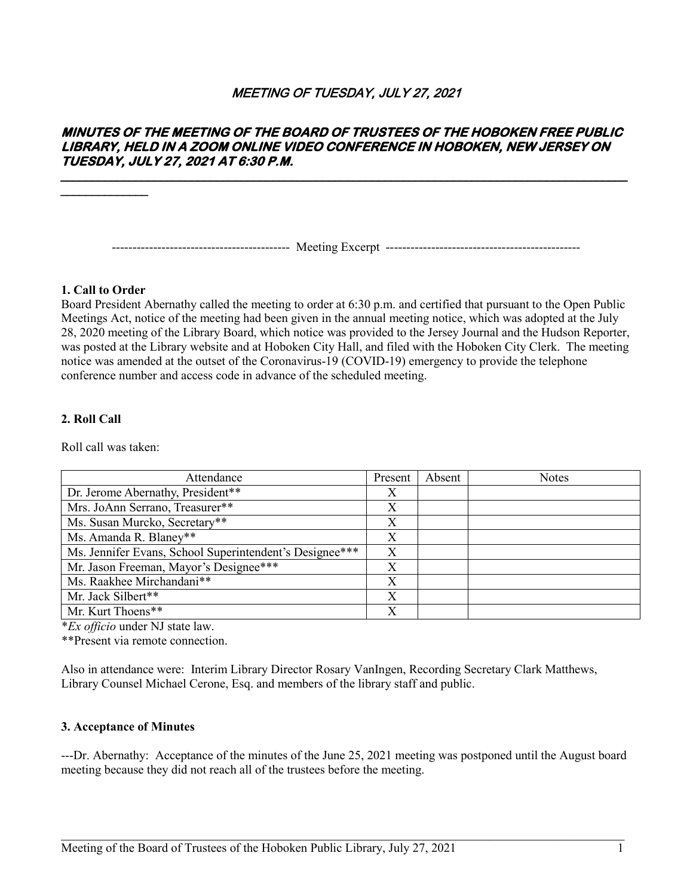# MEETING OF TUESDAY, JULY 27, 2021

## MINUTES OF THE MEETING OF THE BOARD OF TRUSTEES OF THE HOBOKEN FREE PUBLIC LIBRARY, HELD IN A ZOOM ONLINE VIDEO CONFERENCE IN HOBOKEN, NEW JERSEY ON TUESDAY, JULY 27, 2021 AT 6:30 P.M.

------------------------------------------- Meeting Excerpt -----------------------------------------------

**1. Call to Order**

Board President Abernathy called the meeting to order at 6:30 p.m. and certified that pursuant to the Open Public Meetings Act, notice of the meeting had been given in the annual meeting notice, which was adopted at the July 28, 2020 meeting of the Library Board, which notice was provided to the Jersey Journal and the Hudson Reporter, was posted at the Library website and at Hoboken City Hall, and filed with the Hoboken City Clerk. The meeting notice was amended at the outset of the Coronavirus-19 (COVID-19) emergency to provide the telephone conference number and access code in advance of the scheduled meeting.

**2. Roll Call**

Roll call was taken:

| Attendance | Present | Absent | Notes |
|---|---|---|---|
| Dr. Jerome Abernathy, President** | X | | |
| Mrs. JoAnn Serrano, Treasurer** | X | | |
| Ms. Susan Murcko, Secretary** | X | | |
| Ms. Amanda R. Blaney** | X | | |
| Ms. Jennifer Evans, School Superintendent's Designee*** | X | | |
| Mr. Jason Freeman, Mayor's Designee*** | X | | |
| Ms. Raakhee Mirchandani** | X | | |
| Mr. Jack Silbert** | X | | |
| Mr. Kurt Thoens** | X | | |

**Ex officio* under NJ state law.

**Present via remote connection.

Also in attendance were: Interim Library Director Rosary VanIngen, Recording Secretary Clark Matthews, Library Counsel Michael Cerone, Esq. and members of the library staff and public.

**3. Acceptance of Minutes**

---Dr. Abernathy: Acceptance of the minutes of the June 25, 2021 meeting was postponed until the August board meeting because they did not reach all of the trustees before the meeting.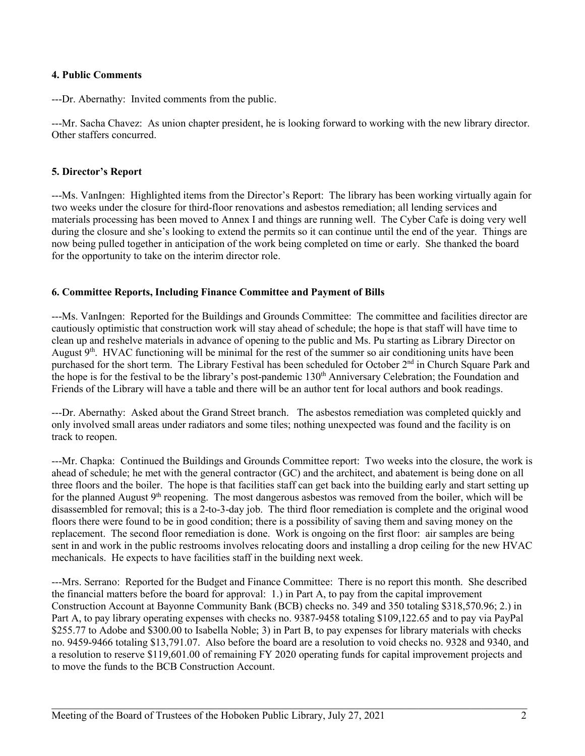**4. Public Comments**

---Dr. Abernathy: Invited comments from the public.

---Mr. Sacha Chavez: As union chapter president, he is looking forward to working with the new library director. Other staffers concurred.

**5. Director's Report**

---Ms. VanIngen: Highlighted items from the Director's Report: The library has been working virtually again for two weeks under the closure for third-floor renovations and asbestos remediation; all lending services and materials processing has been moved to Annex I and things are running well. The Cyber Cafe is doing very well during the closure and she's looking to extend the permits so it can continue until the end of the year. Things are now being pulled together in anticipation of the work being completed on time or early. She thanked the board for the opportunity to take on the interim director role.

**6. Committee Reports, Including Finance Committee and Payment of Bills**

---Ms. VanIngen: Reported for the Buildings and Grounds Committee: The committee and facilities director are cautiously optimistic that construction work will stay ahead of schedule; the hope is that staff will have time to clean up and reshelve materials in advance of opening to the public and Ms. Pu starting as Library Director on August 9th. HVAC functioning will be minimal for the rest of the summer so air conditioning units have been purchased for the short term. The Library Festival has been scheduled for October 2nd in Church Square Park and the hope is for the festival to be the library's post-pandemic 130th Anniversary Celebration; the Foundation and Friends of the Library will have a table and there will be an author tent for local authors and book readings.

---Dr. Abernathy: Asked about the Grand Street branch. The asbestos remediation was completed quickly and only involved small areas under radiators and some tiles; nothing unexpected was found and the facility is on track to reopen.

---Mr. Chapka: Continued the Buildings and Grounds Committee report: Two weeks into the closure, the work is ahead of schedule; he met with the general contractor (GC) and the architect, and abatement is being done on all three floors and the boiler. The hope is that facilities staff can get back into the building early and start setting up for the planned August 9th reopening. The most dangerous asbestos was removed from the boiler, which will be disassembled for removal; this is a 2-to-3-day job. The third floor remediation is complete and the original wood floors there were found to be in good condition; there is a possibility of saving them and saving money on the replacement. The second floor remediation is done. Work is ongoing on the first floor: air samples are being sent in and work in the public restrooms involves relocating doors and installing a drop ceiling for the new HVAC mechanicals. He expects to have facilities staff in the building next week.

---Mrs. Serrano: Reported for the Budget and Finance Committee: There is no report this month. She described the financial matters before the board for approval: 1.) in Part A, to pay from the capital improvement Construction Account at Bayonne Community Bank (BCB) checks no. 349 and 350 totaling $318,570.96; 2.) in Part A, to pay library operating expenses with checks no. 9387-9458 totaling $109,122.65 and to pay via PayPal $255.77 to Adobe and $300.00 to Isabella Noble; 3) in Part B, to pay expenses for library materials with checks no. 9459-9466 totaling $13,791.07. Also before the board are a resolution to void checks no. 9328 and 9340, and a resolution to reserve $119,601.00 of remaining FY 2020 operating funds for capital improvement projects and to move the funds to the BCB Construction Account.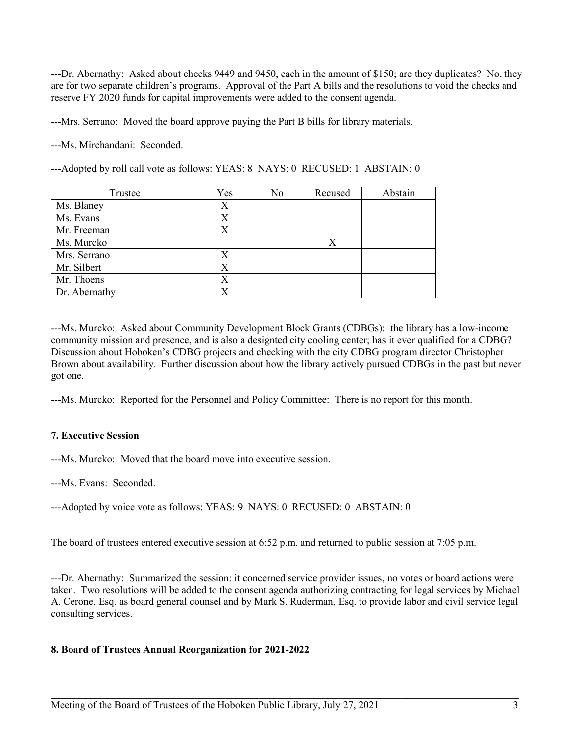---Dr. Abernathy: Asked about checks 9449 and 9450, each in the amount of $150; are they duplicates? No, they are for two separate children's programs. Approval of the Part A bills and the resolutions to void the checks and reserve FY 2020 funds for capital improvements were added to the consent agenda.

---Mrs. Serrano: Moved the board approve paying the Part B bills for library materials.

---Ms. Mirchandani: Seconded.

---Adopted by roll call vote as follows: YEAS: 8 NAYS: 0 RECUSED: 1 ABSTAIN: 0

| Trustee | Yes | No | Recused | Abstain |
|---|---|---|---|---|
| Ms. Blaney | X | | | |
| Ms. Evans | X | | | |
| Mr. Freeman | X | | | |
| Ms. Murcko | | | X | |
| Mrs. Serrano | X | | | |
| Mr. Silbert | X | | | |
| Mr. Thoens | X | | | |
| Dr. Abernathy | X | | | |

---Ms. Murcko: Asked about Community Development Block Grants (CDBGs): the library has a low-income community mission and presence, and is also a designted city cooling center; has it ever qualified for a CDBG? Discussion about Hoboken's CDBG projects and checking with the city CDBG program director Christopher Brown about availability. Further discussion about how the library actively pursued CDBGs in the past but never got one.

---Ms. Murcko: Reported for the Personnel and Policy Committee: There is no report for this month.

**7. Executive Session**

---Ms. Murcko: Moved that the board move into executive session.

---Ms. Evans: Seconded.

---Adopted by voice vote as follows: YEAS: 9 NAYS: 0 RECUSED: 0 ABSTAIN: 0

The board of trustees entered executive session at 6:52 p.m. and returned to public session at 7:05 p.m.

---Dr. Abernathy: Summarized the session: it concerned service provider issues, no votes or board actions were taken. Two resolutions will be added to the consent agenda authorizing contracting for legal services by Michael A. Cerone, Esq. as board general counsel and by Mark S. Ruderman, Esq. to provide labor and civil service legal consulting services.

**8. Board of Trustees Annual Reorganization for 2021-2022**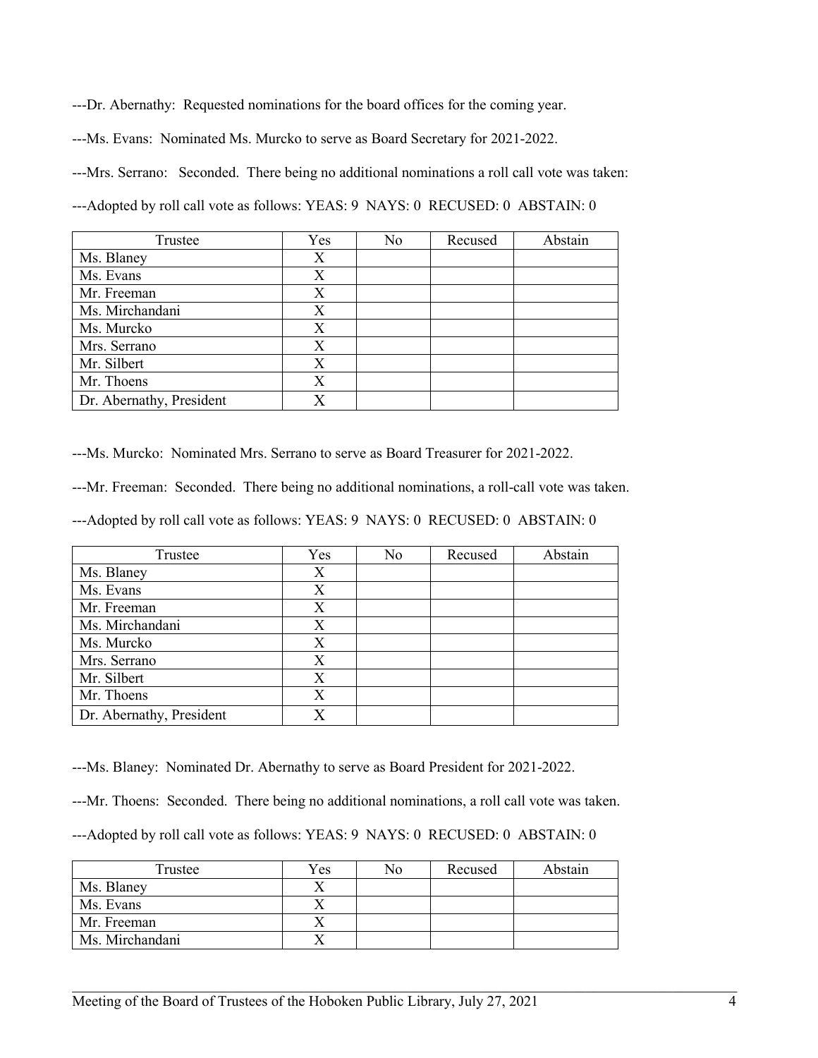---Dr. Abernathy: Requested nominations for the board offices for the coming year.

---Ms. Evans: Nominated Ms. Murcko to serve as Board Secretary for 2021-2022.

---Mrs. Serrano: Seconded. There being no additional nominations a roll call vote was taken:

---Adopted by roll call vote as follows: YEAS: 9 NAYS: 0 RECUSED: 0 ABSTAIN: 0

| Trustee | Yes | No | Recused | Abstain |
|---|---|---|---|---|
| Ms. Blaney | X | | | |
| Ms. Evans | X | | | |
| Mr. Freeman | X | | | |
| Ms. Mirchandani | X | | | |
| Ms. Murcko | X | | | |
| Mrs. Serrano | X | | | |
| Mr. Silbert | X | | | |
| Mr. Thoens | X | | | |
| Dr. Abernathy, President | X | | | |

---Ms. Murcko: Nominated Mrs. Serrano to serve as Board Treasurer for 2021-2022.

---Mr. Freeman: Seconded. There being no additional nominations, a roll-call vote was taken.

---Adopted by roll call vote as follows: YEAS: 9 NAYS: 0 RECUSED: 0 ABSTAIN: 0

| Trustee | Yes | No | Recused | Abstain |
|---|---|---|---|---|
| Ms. Blaney | X | | | |
| Ms. Evans | X | | | |
| Mr. Freeman | X | | | |
| Ms. Mirchandani | X | | | |
| Ms. Murcko | X | | | |
| Mrs. Serrano | X | | | |
| Mr. Silbert | X | | | |
| Mr. Thoens | X | | | |
| Dr. Abernathy, President | X | | | |

---Ms. Blaney: Nominated Dr. Abernathy to serve as Board President for 2021-2022.

---Mr. Thoens: Seconded. There being no additional nominations, a roll call vote was taken.

---Adopted by roll call vote as follows: YEAS: 9 NAYS: 0 RECUSED: 0 ABSTAIN: 0

| Trustee | Yes | No | Recused | Abstain |
|---|---|---|---|---|
| Ms. Blaney | X | | | |
| Ms. Evans | X | | | |
| Mr. Freeman | X | | | |
| Ms. Mirchandani | X | | | |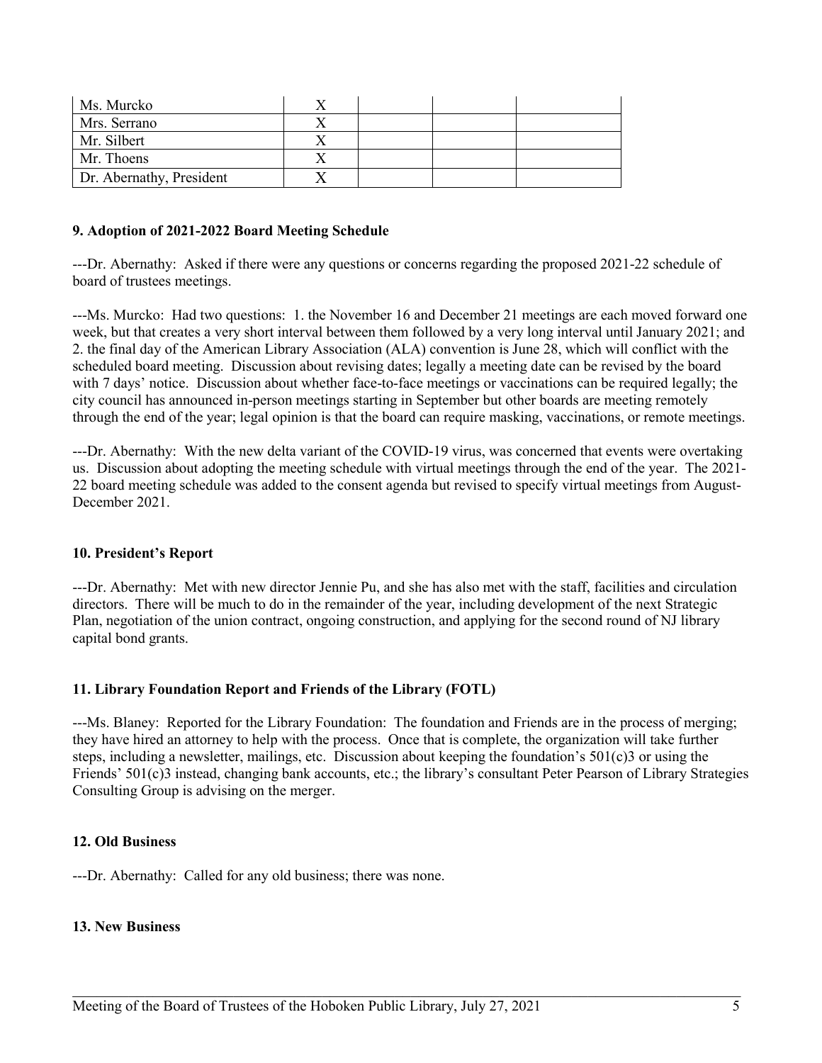| | | | | |
|---|---|---|---|---|
| Ms. Murcko | X | | | |
| Mrs. Serrano | X | | | |
| Mr. Silbert | X | | | |
| Mr. Thoens | X | | | |
| Dr. Abernathy, President | X | | | |

**9. Adoption of 2021-2022 Board Meeting Schedule**

---Dr. Abernathy: Asked if there were any questions or concerns regarding the proposed 2021-22 schedule of board of trustees meetings.

---Ms. Murcko: Had two questions: 1. the November 16 and December 21 meetings are each moved forward one week, but that creates a very short interval between them followed by a very long interval until January 2021; and 2. the final day of the American Library Association (ALA) convention is June 28, which will conflict with the scheduled board meeting. Discussion about revising dates; legally a meeting date can be revised by the board with 7 days' notice. Discussion about whether face-to-face meetings or vaccinations can be required legally; the city council has announced in-person meetings starting in September but other boards are meeting remotely through the end of the year; legal opinion is that the board can require masking, vaccinations, or remote meetings.

---Dr. Abernathy: With the new delta variant of the COVID-19 virus, was concerned that events were overtaking us. Discussion about adopting the meeting schedule with virtual meetings through the end of the year. The 2021-22 board meeting schedule was added to the consent agenda but revised to specify virtual meetings from August-December 2021.

**10. President's Report**

---Dr. Abernathy: Met with new director Jennie Pu, and she has also met with the staff, facilities and circulation directors. There will be much to do in the remainder of the year, including development of the next Strategic Plan, negotiation of the union contract, ongoing construction, and applying for the second round of NJ library capital bond grants.

**11. Library Foundation Report and Friends of the Library (FOTL)**

---Ms. Blaney: Reported for the Library Foundation: The foundation and Friends are in the process of merging; they have hired an attorney to help with the process. Once that is complete, the organization will take further steps, including a newsletter, mailings, etc. Discussion about keeping the foundation's 501(c)3 or using the Friends' 501(c)3 instead, changing bank accounts, etc.; the library's consultant Peter Pearson of Library Strategies Consulting Group is advising on the merger.

**12. Old Business**

---Dr. Abernathy: Called for any old business; there was none.

**13. New Business**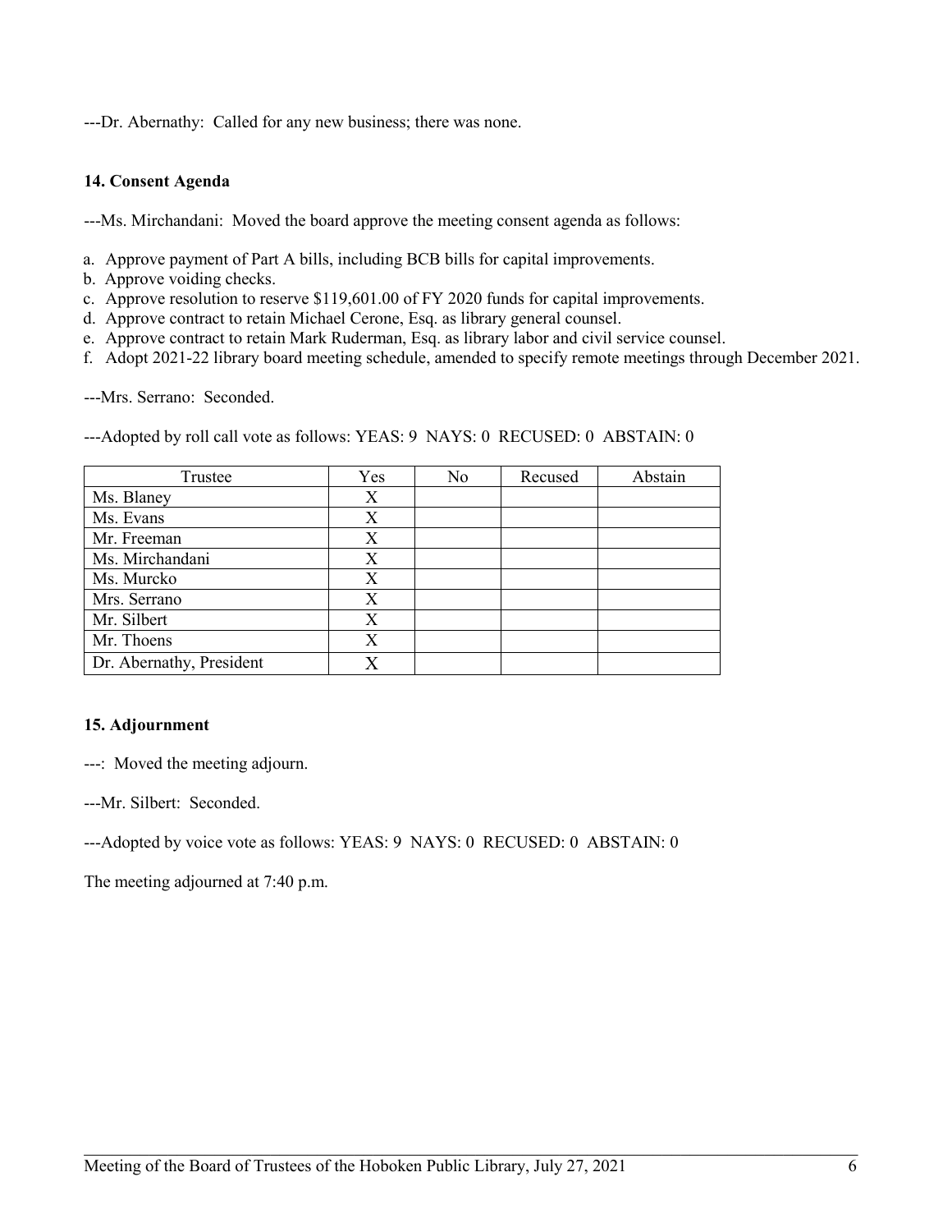---Dr. Abernathy: Called for any new business; there was none.

**14. Consent Agenda**

---Ms. Mirchandani: Moved the board approve the meeting consent agenda as follows:

a. Approve payment of Part A bills, including BCB bills for capital improvements.
b. Approve voiding checks.
c. Approve resolution to reserve $119,601.00 of FY 2020 funds for capital improvements.
d. Approve contract to retain Michael Cerone, Esq. as library general counsel.
e. Approve contract to retain Mark Ruderman, Esq. as library labor and civil service counsel.
f. Adopt 2021-22 library board meeting schedule, amended to specify remote meetings through December 2021.

---Mrs. Serrano: Seconded.

---Adopted by roll call vote as follows: YEAS: 9 NAYS: 0 RECUSED: 0 ABSTAIN: 0

| Trustee | Yes | No | Recused | Abstain |
|---|---|---|---|---|
| Ms. Blaney | X | | | |
| Ms. Evans | X | | | |
| Mr. Freeman | X | | | |
| Ms. Mirchandani | X | | | |
| Ms. Murcko | X | | | |
| Mrs. Serrano | X | | | |
| Mr. Silbert | X | | | |
| Mr. Thoens | X | | | |
| Dr. Abernathy, President | X | | | |

**15. Adjournment**

---: Moved the meeting adjourn.

---Mr. Silbert: Seconded.

---Adopted by voice vote as follows: YEAS: 9 NAYS: 0 RECUSED: 0 ABSTAIN: 0

The meeting adjourned at 7:40 p.m.